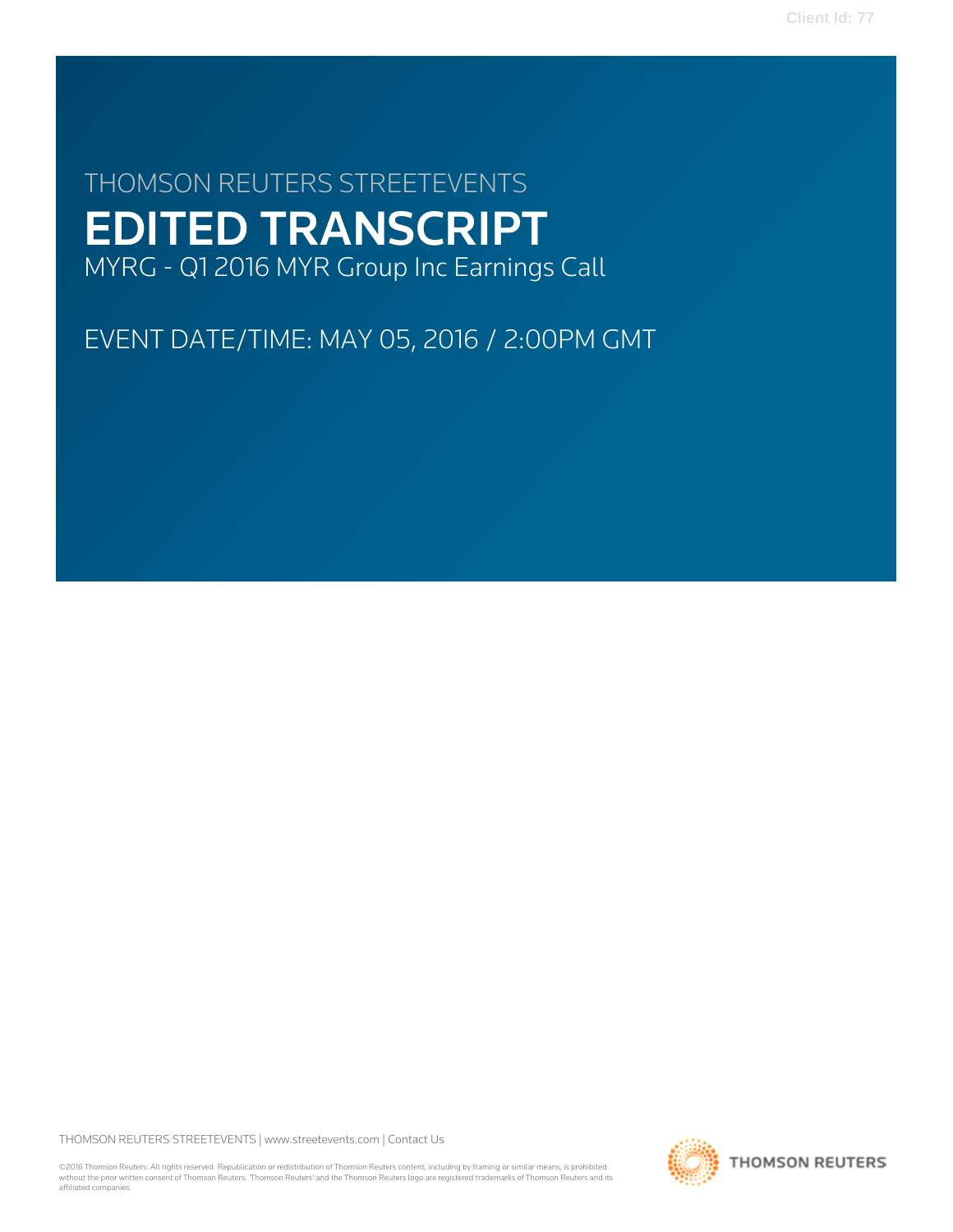THOMSON REUTERS STREETEVENTS

# EDITED TRANSCRIPT

MYRG - Q1 2016 MYR Group Inc Earnings Call

EVENT DATE/TIME: MAY 05, 2016 / 2:00PM GMT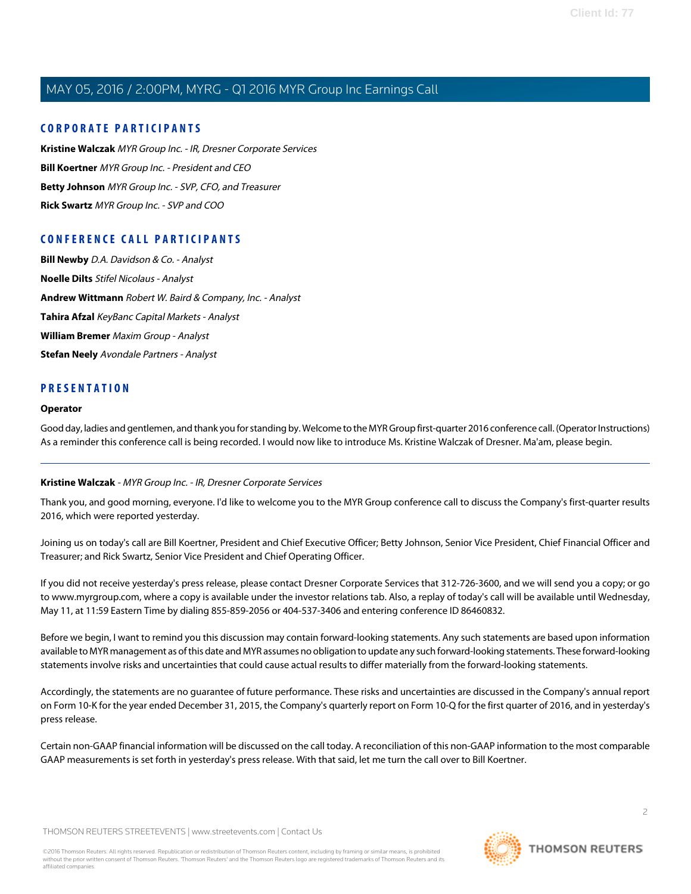## CORPORATE PARTICIPANTS

**Kristine Walczak** *MYR Group Inc. - IR, Dresner Corporate Services*

**Bill Koertner** *MYR Group Inc. - President and CEO*

**Betty Johnson** *MYR Group Inc. - SVP, CFO, and Treasurer*

**Rick Swartz** *MYR Group Inc. - SVP and COO*

## CONFERENCE CALL PARTICIPANTS

**Bill Newby** *D.A. Davidson & Co. - Analyst*

**Noelle Dilts** *Stifel Nicolaus - Analyst*

**Andrew Wittmann** *Robert W. Baird & Company, Inc. - Analyst*

**Tahira Afzal** *KeyBanc Capital Markets - Analyst*

**William Bremer** *Maxim Group - Analyst*

**Stefan Neely** *Avondale Partners - Analyst*

## PRESENTATION

**Operator**

Good day, ladies and gentlemen, and thank you for standing by. Welcome to the MYR Group first-quarter 2016 conference call. (Operator Instructions) As a reminder this conference call is being recorded. I would now like to introduce Ms. Kristine Walczak of Dresner. Ma'am, please begin.

---

**Kristine Walczak** - *MYR Group Inc. - IR, Dresner Corporate Services*

Thank you, and good morning, everyone. I'd like to welcome you to the MYR Group conference call to discuss the Company's first-quarter results 2016, which were reported yesterday.

Joining us on today's call are Bill Koertner, President and Chief Executive Officer; Betty Johnson, Senior Vice President, Chief Financial Officer and Treasurer; and Rick Swartz, Senior Vice President and Chief Operating Officer.

If you did not receive yesterday's press release, please contact Dresner Corporate Services that 312-726-3600, and we will send you a copy; or go to www.myrgroup.com, where a copy is available under the investor relations tab. Also, a replay of today's call will be available until Wednesday, May 11, at 11:59 Eastern Time by dialing 855-859-2056 or 404-537-3406 and entering conference ID 86460832.

Before we begin, I want to remind you this discussion may contain forward-looking statements. Any such statements are based upon information available to MYR management as of this date and MYR assumes no obligation to update any such forward-looking statements. These forward-looking statements involve risks and uncertainties that could cause actual results to differ materially from the forward-looking statements.

Accordingly, the statements are no guarantee of future performance. These risks and uncertainties are discussed in the Company's annual report on Form 10-K for the year ended December 31, 2015, the Company's quarterly report on Form 10-Q for the first quarter of 2016, and in yesterday's press release.

Certain non-GAAP financial information will be discussed on the call today. A reconciliation of this non-GAAP information to the most comparable GAAP measurements is set forth in yesterday's press release. With that said, let me turn the call over to Bill Koertner.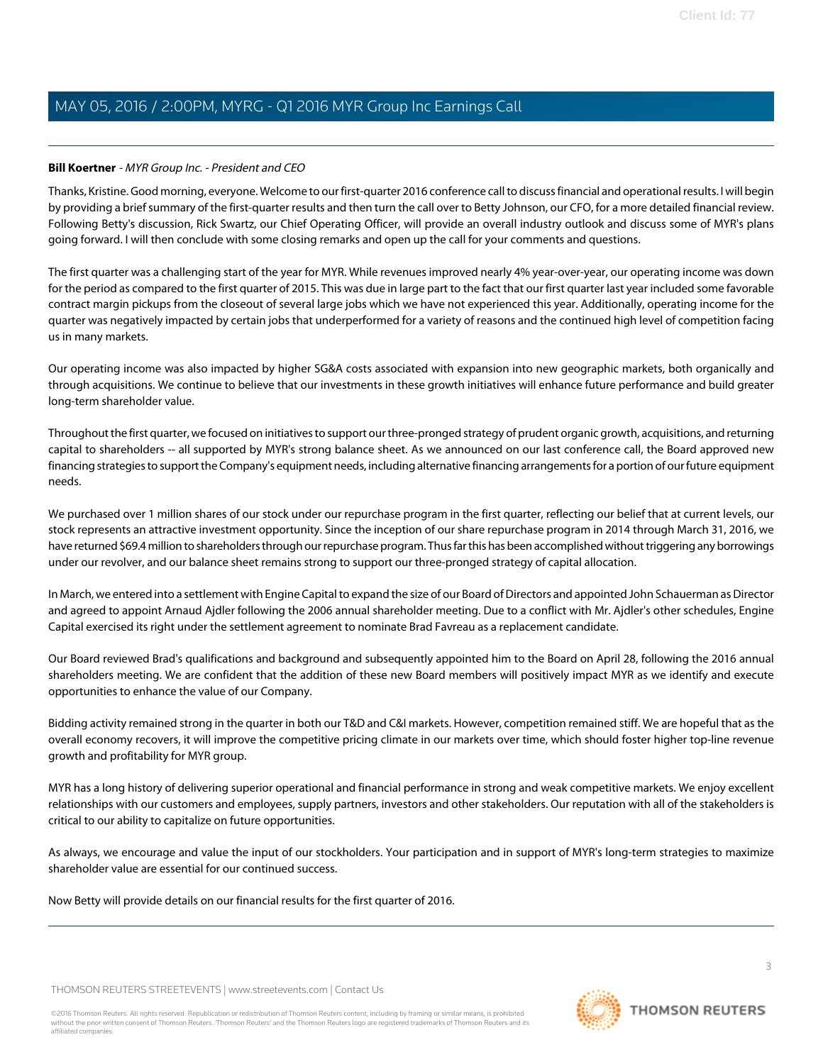**Bill Koertner** - *MYR Group Inc. - President and CEO*

Thanks, Kristine. Good morning, everyone. Welcome to our first-quarter 2016 conference call to discuss financial and operational results. I will begin by providing a brief summary of the first-quarter results and then turn the call over to Betty Johnson, our CFO, for a more detailed financial review. Following Betty's discussion, Rick Swartz, our Chief Operating Officer, will provide an overall industry outlook and discuss some of MYR's plans going forward. I will then conclude with some closing remarks and open up the call for your comments and questions.

The first quarter was a challenging start of the year for MYR. While revenues improved nearly 4% year-over-year, our operating income was down for the period as compared to the first quarter of 2015. This was due in large part to the fact that our first quarter last year included some favorable contract margin pickups from the closeout of several large jobs which we have not experienced this year. Additionally, operating income for the quarter was negatively impacted by certain jobs that underperformed for a variety of reasons and the continued high level of competition facing us in many markets.

Our operating income was also impacted by higher SG&A costs associated with expansion into new geographic markets, both organically and through acquisitions. We continue to believe that our investments in these growth initiatives will enhance future performance and build greater long-term shareholder value.

Throughout the first quarter, we focused on initiatives to support our three-pronged strategy of prudent organic growth, acquisitions, and returning capital to shareholders -- all supported by MYR's strong balance sheet. As we announced on our last conference call, the Board approved new financing strategies to support the Company's equipment needs, including alternative financing arrangements for a portion of our future equipment needs.

We purchased over 1 million shares of our stock under our repurchase program in the first quarter, reflecting our belief that at current levels, our stock represents an attractive investment opportunity. Since the inception of our share repurchase program in 2014 through March 31, 2016, we have returned $69.4 million to shareholders through our repurchase program. Thus far this has been accomplished without triggering any borrowings under our revolver, and our balance sheet remains strong to support our three-pronged strategy of capital allocation.

In March, we entered into a settlement with Engine Capital to expand the size of our Board of Directors and appointed John Schauerman as Director and agreed to appoint Arnaud Ajdler following the 2006 annual shareholder meeting. Due to a conflict with Mr. Ajdler's other schedules, Engine Capital exercised its right under the settlement agreement to nominate Brad Favreau as a replacement candidate.

Our Board reviewed Brad's qualifications and background and subsequently appointed him to the Board on April 28, following the 2016 annual shareholders meeting. We are confident that the addition of these new Board members will positively impact MYR as we identify and execute opportunities to enhance the value of our Company.

Bidding activity remained strong in the quarter in both our T&D and C&I markets. However, competition remained stiff. We are hopeful that as the overall economy recovers, it will improve the competitive pricing climate in our markets over time, which should foster higher top-line revenue growth and profitability for MYR group.

MYR has a long history of delivering superior operational and financial performance in strong and weak competitive markets. We enjoy excellent relationships with our customers and employees, supply partners, investors and other stakeholders. Our reputation with all of the stakeholders is critical to our ability to capitalize on future opportunities.

As always, we encourage and value the input of our stockholders. Your participation and in support of MYR's long-term strategies to maximize shareholder value are essential for our continued success.

Now Betty will provide details on our financial results for the first quarter of 2016.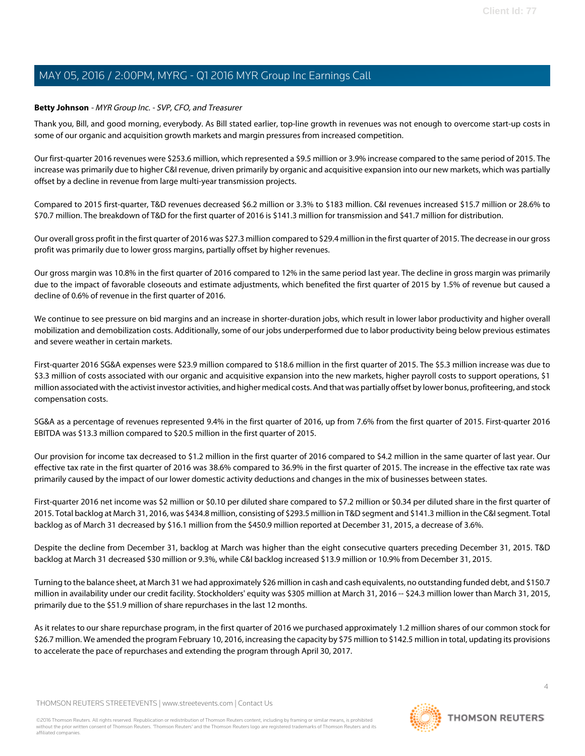**Betty Johnson** - *MYR Group Inc. - SVP, CFO, and Treasurer*

Thank you, Bill, and good morning, everybody. As Bill stated earlier, top-line growth in revenues was not enough to overcome start-up costs in some of our organic and acquisition growth markets and margin pressures from increased competition.

Our first-quarter 2016 revenues were $253.6 million, which represented a $9.5 million or 3.9% increase compared to the same period of 2015. The increase was primarily due to higher C&I revenue, driven primarily by organic and acquisitive expansion into our new markets, which was partially offset by a decline in revenue from large multi-year transmission projects.

Compared to 2015 first-quarter, T&D revenues decreased $6.2 million or 3.3% to $183 million. C&I revenues increased $15.7 million or 28.6% to $70.7 million. The breakdown of T&D for the first quarter of 2016 is $141.3 million for transmission and $41.7 million for distribution.

Our overall gross profit in the first quarter of 2016 was $27.3 million compared to $29.4 million in the first quarter of 2015. The decrease in our gross profit was primarily due to lower gross margins, partially offset by higher revenues.

Our gross margin was 10.8% in the first quarter of 2016 compared to 12% in the same period last year. The decline in gross margin was primarily due to the impact of favorable closeouts and estimate adjustments, which benefited the first quarter of 2015 by 1.5% of revenue but caused a decline of 0.6% of revenue in the first quarter of 2016.

We continue to see pressure on bid margins and an increase in shorter-duration jobs, which result in lower labor productivity and higher overall mobilization and demobilization costs. Additionally, some of our jobs underperformed due to labor productivity being below previous estimates and severe weather in certain markets.

First-quarter 2016 SG&A expenses were $23.9 million compared to $18.6 million in the first quarter of 2015. The $5.3 million increase was due to $3.3 million of costs associated with our organic and acquisitive expansion into the new markets, higher payroll costs to support operations, $1 million associated with the activist investor activities, and higher medical costs. And that was partially offset by lower bonus, profiteering, and stock compensation costs.

SG&A as a percentage of revenues represented 9.4% in the first quarter of 2016, up from 7.6% from the first quarter of 2015. First-quarter 2016 EBITDA was $13.3 million compared to $20.5 million in the first quarter of 2015.

Our provision for income tax decreased to $1.2 million in the first quarter of 2016 compared to $4.2 million in the same quarter of last year. Our effective tax rate in the first quarter of 2016 was 38.6% compared to 36.9% in the first quarter of 2015. The increase in the effective tax rate was primarily caused by the impact of our lower domestic activity deductions and changes in the mix of businesses between states.

First-quarter 2016 net income was $2 million or $0.10 per diluted share compared to $7.2 million or $0.34 per diluted share in the first quarter of 2015. Total backlog at March 31, 2016, was $434.8 million, consisting of $293.5 million in T&D segment and $141.3 million in the C&I segment. Total backlog as of March 31 decreased by $16.1 million from the $450.9 million reported at December 31, 2015, a decrease of 3.6%.

Despite the decline from December 31, backlog at March was higher than the eight consecutive quarters preceding December 31, 2015. T&D backlog at March 31 decreased $30 million or 9.3%, while C&I backlog increased $13.9 million or 10.9% from December 31, 2015.

Turning to the balance sheet, at March 31 we had approximately $26 million in cash and cash equivalents, no outstanding funded debt, and $150.7 million in availability under our credit facility. Stockholders' equity was $305 million at March 31, 2016 -- $24.3 million lower than March 31, 2015, primarily due to the $51.9 million of share repurchases in the last 12 months.

As it relates to our share repurchase program, in the first quarter of 2016 we purchased approximately 1.2 million shares of our common stock for $26.7 million. We amended the program February 10, 2016, increasing the capacity by $75 million to $142.5 million in total, updating its provisions to accelerate the pace of repurchases and extending the program through April 30, 2017.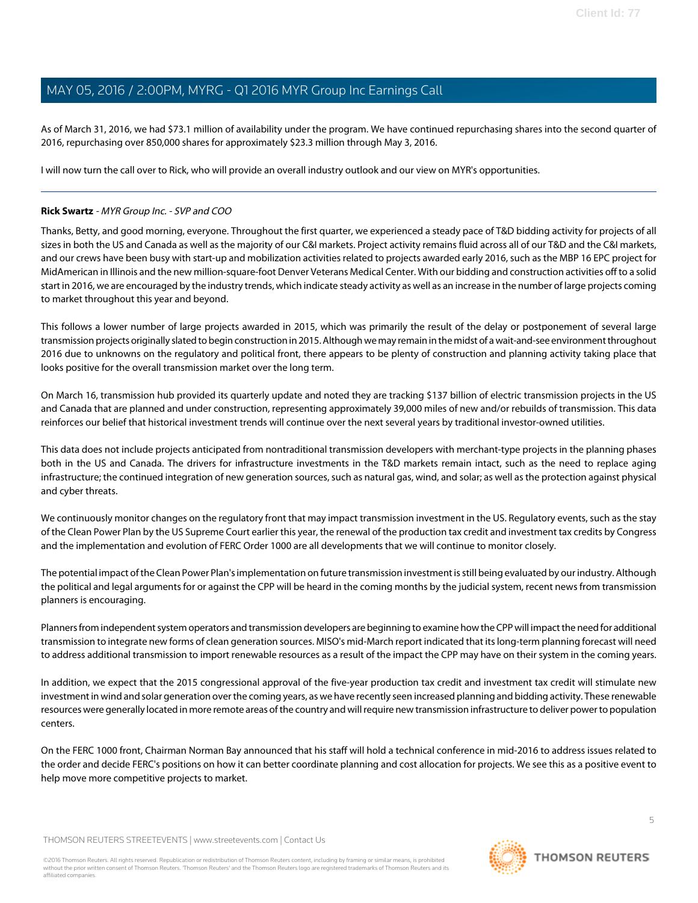As of March 31, 2016, we had $73.1 million of availability under the program. We have continued repurchasing shares into the second quarter of 2016, repurchasing over 850,000 shares for approximately $23.3 million through May 3, 2016.

I will now turn the call over to Rick, who will provide an overall industry outlook and our view on MYR's opportunities.

---

**Rick Swartz** - *MYR Group Inc. - SVP and COO*

Thanks, Betty, and good morning, everyone. Throughout the first quarter, we experienced a steady pace of T&D bidding activity for projects of all sizes in both the US and Canada as well as the majority of our C&I markets. Project activity remains fluid across all of our T&D and the C&I markets, and our crews have been busy with start-up and mobilization activities related to projects awarded early 2016, such as the MBP 16 EPC project for MidAmerican in Illinois and the new million-square-foot Denver Veterans Medical Center. With our bidding and construction activities off to a solid start in 2016, we are encouraged by the industry trends, which indicate steady activity as well as an increase in the number of large projects coming to market throughout this year and beyond.

This follows a lower number of large projects awarded in 2015, which was primarily the result of the delay or postponement of several large transmission projects originally slated to begin construction in 2015. Although we may remain in the midst of a wait-and-see environment throughout 2016 due to unknowns on the regulatory and political front, there appears to be plenty of construction and planning activity taking place that looks positive for the overall transmission market over the long term.

On March 16, transmission hub provided its quarterly update and noted they are tracking $137 billion of electric transmission projects in the US and Canada that are planned and under construction, representing approximately 39,000 miles of new and/or rebuilds of transmission. This data reinforces our belief that historical investment trends will continue over the next several years by traditional investor-owned utilities.

This data does not include projects anticipated from nontraditional transmission developers with merchant-type projects in the planning phases both in the US and Canada. The drivers for infrastructure investments in the T&D markets remain intact, such as the need to replace aging infrastructure; the continued integration of new generation sources, such as natural gas, wind, and solar; as well as the protection against physical and cyber threats.

We continuously monitor changes on the regulatory front that may impact transmission investment in the US. Regulatory events, such as the stay of the Clean Power Plan by the US Supreme Court earlier this year, the renewal of the production tax credit and investment tax credits by Congress and the implementation and evolution of FERC Order 1000 are all developments that we will continue to monitor closely.

The potential impact of the Clean Power Plan's implementation on future transmission investment is still being evaluated by our industry. Although the political and legal arguments for or against the CPP will be heard in the coming months by the judicial system, recent news from transmission planners is encouraging.

Planners from independent system operators and transmission developers are beginning to examine how the CPP will impact the need for additional transmission to integrate new forms of clean generation sources. MISO's mid-March report indicated that its long-term planning forecast will need to address additional transmission to import renewable resources as a result of the impact the CPP may have on their system in the coming years.

In addition, we expect that the 2015 congressional approval of the five-year production tax credit and investment tax credit will stimulate new investment in wind and solar generation over the coming years, as we have recently seen increased planning and bidding activity. These renewable resources were generally located in more remote areas of the country and will require new transmission infrastructure to deliver power to population centers.

On the FERC 1000 front, Chairman Norman Bay announced that his staff will hold a technical conference in mid-2016 to address issues related to the order and decide FERC's positions on how it can better coordinate planning and cost allocation for projects. We see this as a positive event to help move more competitive projects to market.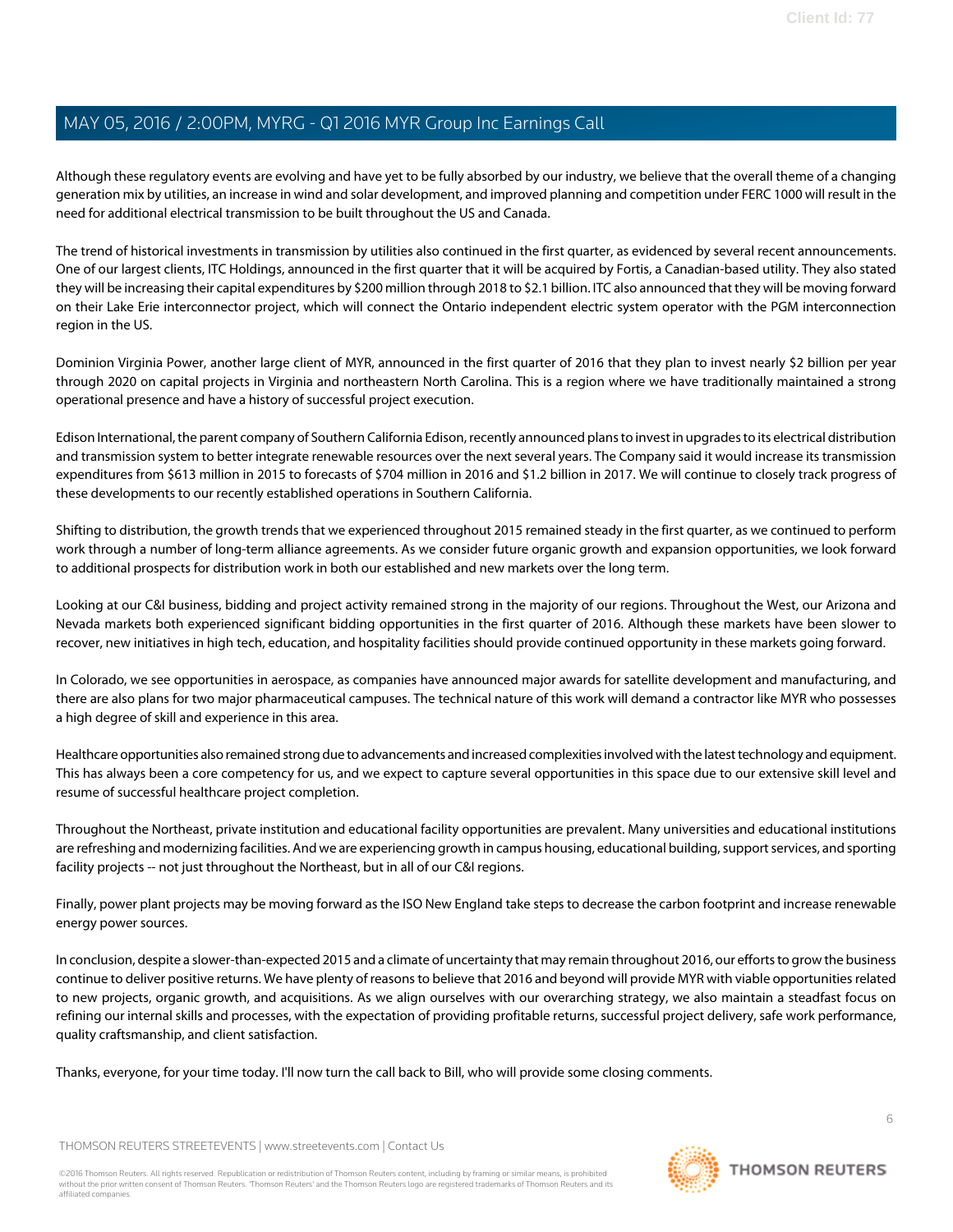Although these regulatory events are evolving and have yet to be fully absorbed by our industry, we believe that the overall theme of a changing generation mix by utilities, an increase in wind and solar development, and improved planning and competition under FERC 1000 will result in the need for additional electrical transmission to be built throughout the US and Canada.

The trend of historical investments in transmission by utilities also continued in the first quarter, as evidenced by several recent announcements. One of our largest clients, ITC Holdings, announced in the first quarter that it will be acquired by Fortis, a Canadian-based utility. They also stated they will be increasing their capital expenditures by $200 million through 2018 to $2.1 billion. ITC also announced that they will be moving forward on their Lake Erie interconnector project, which will connect the Ontario independent electric system operator with the PGM interconnection region in the US.

Dominion Virginia Power, another large client of MYR, announced in the first quarter of 2016 that they plan to invest nearly $2 billion per year through 2020 on capital projects in Virginia and northeastern North Carolina. This is a region where we have traditionally maintained a strong operational presence and have a history of successful project execution.

Edison International, the parent company of Southern California Edison, recently announced plans to invest in upgrades to its electrical distribution and transmission system to better integrate renewable resources over the next several years. The Company said it would increase its transmission expenditures from $613 million in 2015 to forecasts of $704 million in 2016 and $1.2 billion in 2017. We will continue to closely track progress of these developments to our recently established operations in Southern California.

Shifting to distribution, the growth trends that we experienced throughout 2015 remained steady in the first quarter, as we continued to perform work through a number of long-term alliance agreements. As we consider future organic growth and expansion opportunities, we look forward to additional prospects for distribution work in both our established and new markets over the long term.

Looking at our C&I business, bidding and project activity remained strong in the majority of our regions. Throughout the West, our Arizona and Nevada markets both experienced significant bidding opportunities in the first quarter of 2016. Although these markets have been slower to recover, new initiatives in high tech, education, and hospitality facilities should provide continued opportunity in these markets going forward.

In Colorado, we see opportunities in aerospace, as companies have announced major awards for satellite development and manufacturing, and there are also plans for two major pharmaceutical campuses. The technical nature of this work will demand a contractor like MYR who possesses a high degree of skill and experience in this area.

Healthcare opportunities also remained strong due to advancements and increased complexities involved with the latest technology and equipment. This has always been a core competency for us, and we expect to capture several opportunities in this space due to our extensive skill level and resume of successful healthcare project completion.

Throughout the Northeast, private institution and educational facility opportunities are prevalent. Many universities and educational institutions are refreshing and modernizing facilities. And we are experiencing growth in campus housing, educational building, support services, and sporting facility projects -- not just throughout the Northeast, but in all of our C&I regions.

Finally, power plant projects may be moving forward as the ISO New England take steps to decrease the carbon footprint and increase renewable energy power sources.

In conclusion, despite a slower-than-expected 2015 and a climate of uncertainty that may remain throughout 2016, our efforts to grow the business continue to deliver positive returns. We have plenty of reasons to believe that 2016 and beyond will provide MYR with viable opportunities related to new projects, organic growth, and acquisitions. As we align ourselves with our overarching strategy, we also maintain a steadfast focus on refining our internal skills and processes, with the expectation of providing profitable returns, successful project delivery, safe work performance, quality craftsmanship, and client satisfaction.

Thanks, everyone, for your time today. I'll now turn the call back to Bill, who will provide some closing comments.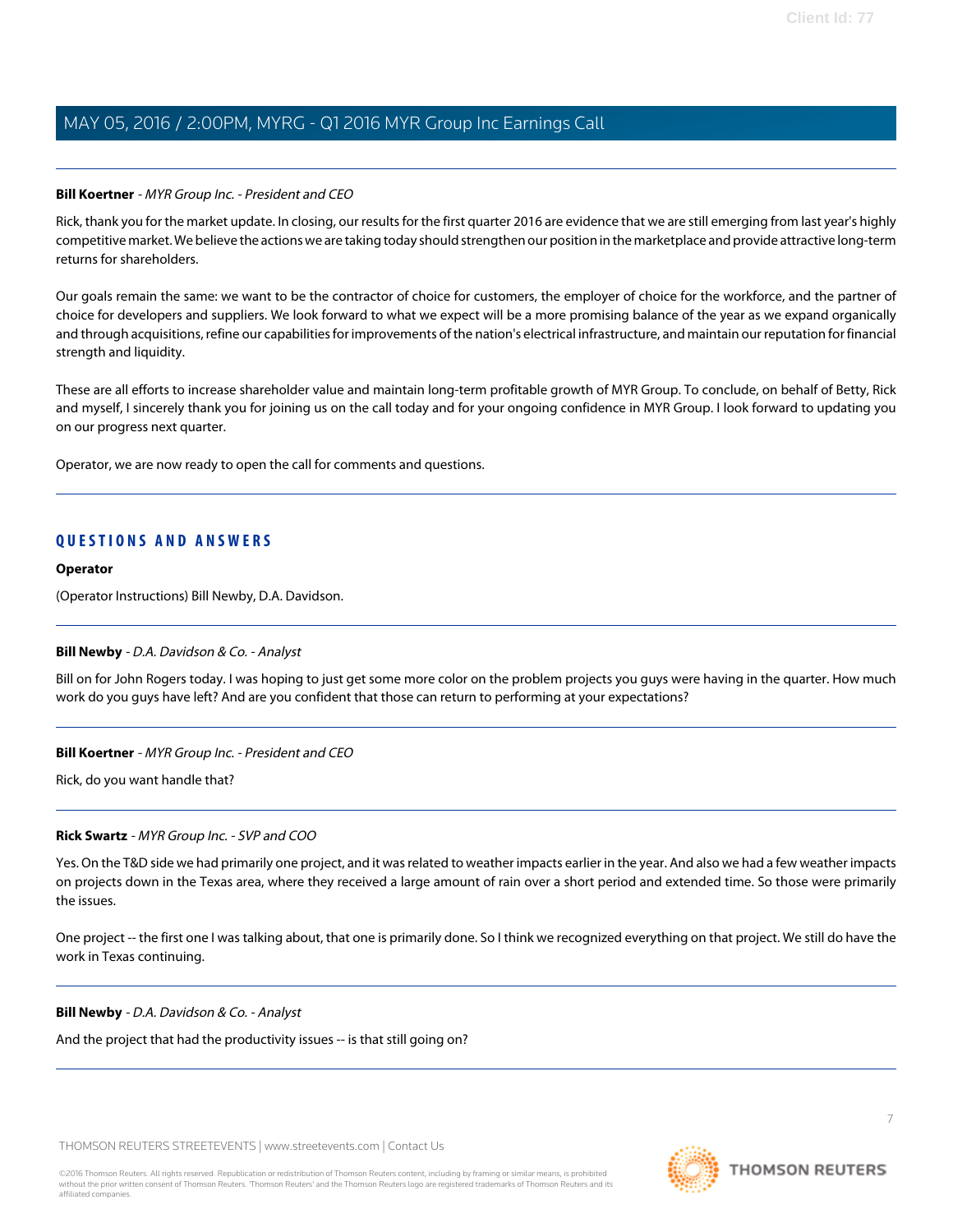**Bill Koertner** - *MYR Group Inc. - President and CEO*

Rick, thank you for the market update. In closing, our results for the first quarter 2016 are evidence that we are still emerging from last year's highly competitive market. We believe the actions we are taking today should strengthen our position in the marketplace and provide attractive long-term returns for shareholders.

Our goals remain the same: we want to be the contractor of choice for customers, the employer of choice for the workforce, and the partner of choice for developers and suppliers. We look forward to what we expect will be a more promising balance of the year as we expand organically and through acquisitions, refine our capabilities for improvements of the nation's electrical infrastructure, and maintain our reputation for financial strength and liquidity.

These are all efforts to increase shareholder value and maintain long-term profitable growth of MYR Group. To conclude, on behalf of Betty, Rick and myself, I sincerely thank you for joining us on the call today and for your ongoing confidence in MYR Group. I look forward to updating you on our progress next quarter.

Operator, we are now ready to open the call for comments and questions.

## QUESTIONS AND ANSWERS

**Operator**

(Operator Instructions) Bill Newby, D.A. Davidson.

**Bill Newby** - *D.A. Davidson & Co. - Analyst*

Bill on for John Rogers today. I was hoping to just get some more color on the problem projects you guys were having in the quarter. How much work do you guys have left? And are you confident that those can return to performing at your expectations?

**Bill Koertner** - *MYR Group Inc. - President and CEO*

Rick, do you want handle that?

**Rick Swartz** - *MYR Group Inc. - SVP and COO*

Yes. On the T&D side we had primarily one project, and it was related to weather impacts earlier in the year. And also we had a few weather impacts on projects down in the Texas area, where they received a large amount of rain over a short period and extended time. So those were primarily the issues.

One project -- the first one I was talking about, that one is primarily done. So I think we recognized everything on that project. We still do have the work in Texas continuing.

**Bill Newby** - *D.A. Davidson & Co. - Analyst*

And the project that had the productivity issues -- is that still going on?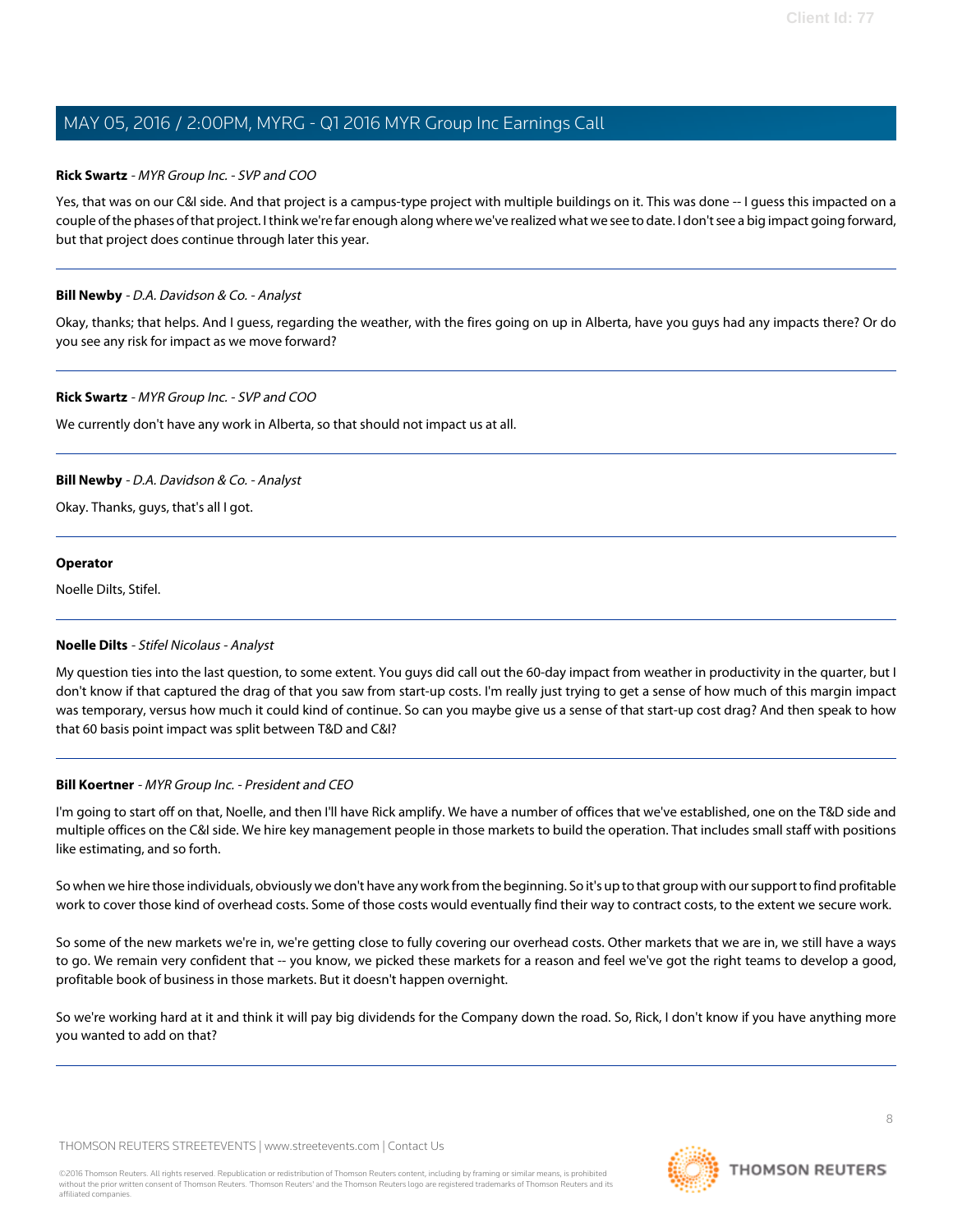**Rick Swartz** - *MYR Group Inc. - SVP and COO*

Yes, that was on our C&I side. And that project is a campus-type project with multiple buildings on it. This was done -- I guess this impacted on a couple of the phases of that project. I think we're far enough along where we've realized what we see to date. I don't see a big impact going forward, but that project does continue through later this year.

---

**Bill Newby** - *D.A. Davidson & Co. - Analyst*

Okay, thanks; that helps. And I guess, regarding the weather, with the fires going on up in Alberta, have you guys had any impacts there? Or do you see any risk for impact as we move forward?

---

**Rick Swartz** - *MYR Group Inc. - SVP and COO*

We currently don't have any work in Alberta, so that should not impact us at all.

---

**Bill Newby** - *D.A. Davidson & Co. - Analyst*

Okay. Thanks, guys, that's all I got.

---

**Operator**

Noelle Dilts, Stifel.

---

**Noelle Dilts** - *Stifel Nicolaus - Analyst*

My question ties into the last question, to some extent. You guys did call out the 60-day impact from weather in productivity in the quarter, but I don't know if that captured the drag of that you saw from start-up costs. I'm really just trying to get a sense of how much of this margin impact was temporary, versus how much it could kind of continue. So can you maybe give us a sense of that start-up cost drag? And then speak to how that 60 basis point impact was split between T&D and C&I?

---

**Bill Koertner** - *MYR Group Inc. - President and CEO*

I'm going to start off on that, Noelle, and then I'll have Rick amplify. We have a number of offices that we've established, one on the T&D side and multiple offices on the C&I side. We hire key management people in those markets to build the operation. That includes small staff with positions like estimating, and so forth.

So when we hire those individuals, obviously we don't have any work from the beginning. So it's up to that group with our support to find profitable work to cover those kind of overhead costs. Some of those costs would eventually find their way to contract costs, to the extent we secure work.

So some of the new markets we're in, we're getting close to fully covering our overhead costs. Other markets that we are in, we still have a ways to go. We remain very confident that -- you know, we picked these markets for a reason and feel we've got the right teams to develop a good, profitable book of business in those markets. But it doesn't happen overnight.

So we're working hard at it and think it will pay big dividends for the Company down the road. So, Rick, I don't know if you have anything more you wanted to add on that?

---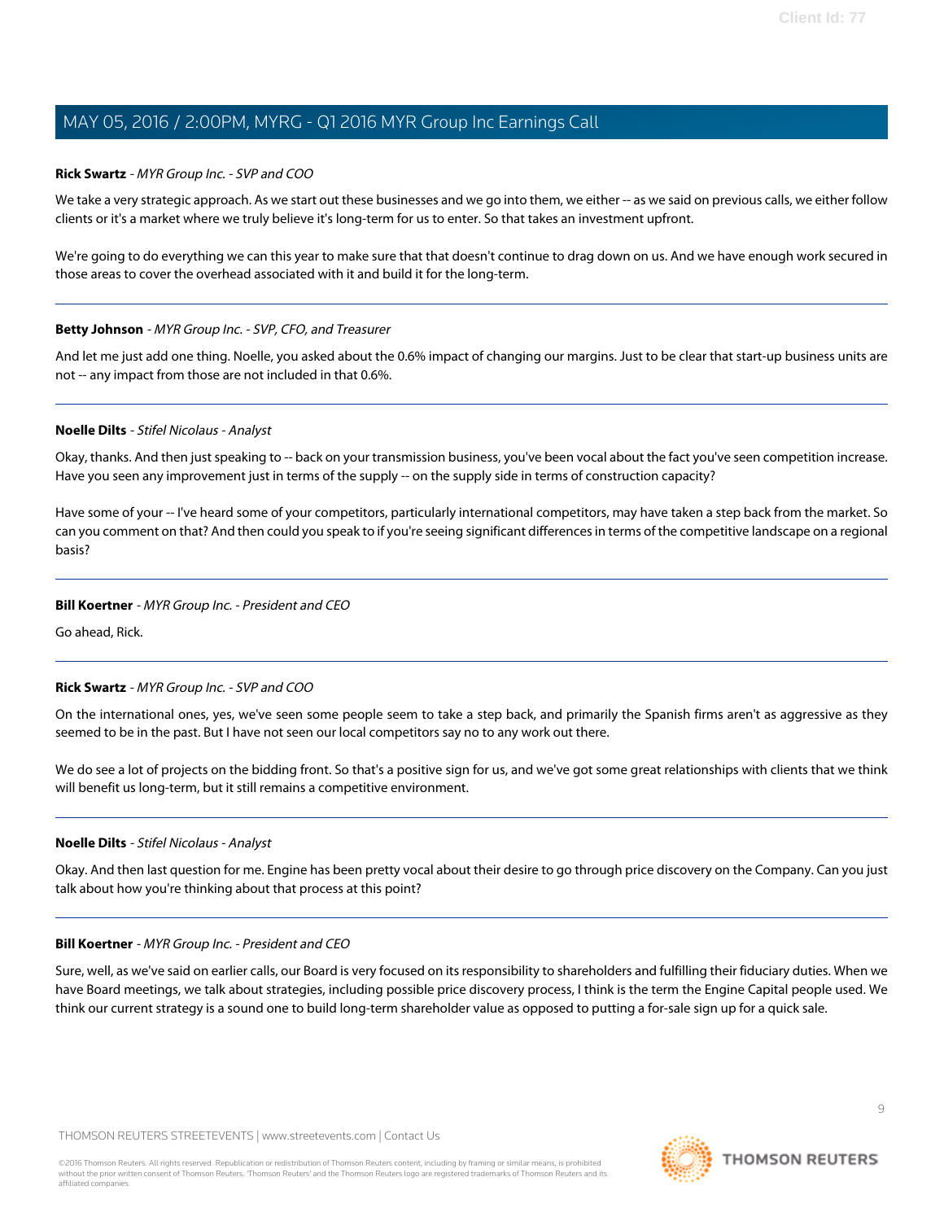**Rick Swartz** - *MYR Group Inc. - SVP and COO*

We take a very strategic approach. As we start out these businesses and we go into them, we either -- as we said on previous calls, we either follow clients or it's a market where we truly believe it's long-term for us to enter. So that takes an investment upfront.

We're going to do everything we can this year to make sure that that doesn't continue to drag down on us. And we have enough work secured in those areas to cover the overhead associated with it and build it for the long-term.

---

**Betty Johnson** - *MYR Group Inc. - SVP, CFO, and Treasurer*

And let me just add one thing. Noelle, you asked about the 0.6% impact of changing our margins. Just to be clear that start-up business units are not -- any impact from those are not included in that 0.6%.

---

**Noelle Dilts** - *Stifel Nicolaus - Analyst*

Okay, thanks. And then just speaking to -- back on your transmission business, you've been vocal about the fact you've seen competition increase. Have you seen any improvement just in terms of the supply -- on the supply side in terms of construction capacity?

Have some of your -- I've heard some of your competitors, particularly international competitors, may have taken a step back from the market. So can you comment on that? And then could you speak to if you're seeing significant differences in terms of the competitive landscape on a regional basis?

---

**Bill Koertner** - *MYR Group Inc. - President and CEO*

Go ahead, Rick.

---

**Rick Swartz** - *MYR Group Inc. - SVP and COO*

On the international ones, yes, we've seen some people seem to take a step back, and primarily the Spanish firms aren't as aggressive as they seemed to be in the past. But I have not seen our local competitors say no to any work out there.

We do see a lot of projects on the bidding front. So that's a positive sign for us, and we've got some great relationships with clients that we think will benefit us long-term, but it still remains a competitive environment.

---

**Noelle Dilts** - *Stifel Nicolaus - Analyst*

Okay. And then last question for me. Engine has been pretty vocal about their desire to go through price discovery on the Company. Can you just talk about how you're thinking about that process at this point?

---

**Bill Koertner** - *MYR Group Inc. - President and CEO*

Sure, well, as we've said on earlier calls, our Board is very focused on its responsibility to shareholders and fulfilling their fiduciary duties. When we have Board meetings, we talk about strategies, including possible price discovery process, I think is the term the Engine Capital people used. We think our current strategy is a sound one to build long-term shareholder value as opposed to putting a for-sale sign up for a quick sale.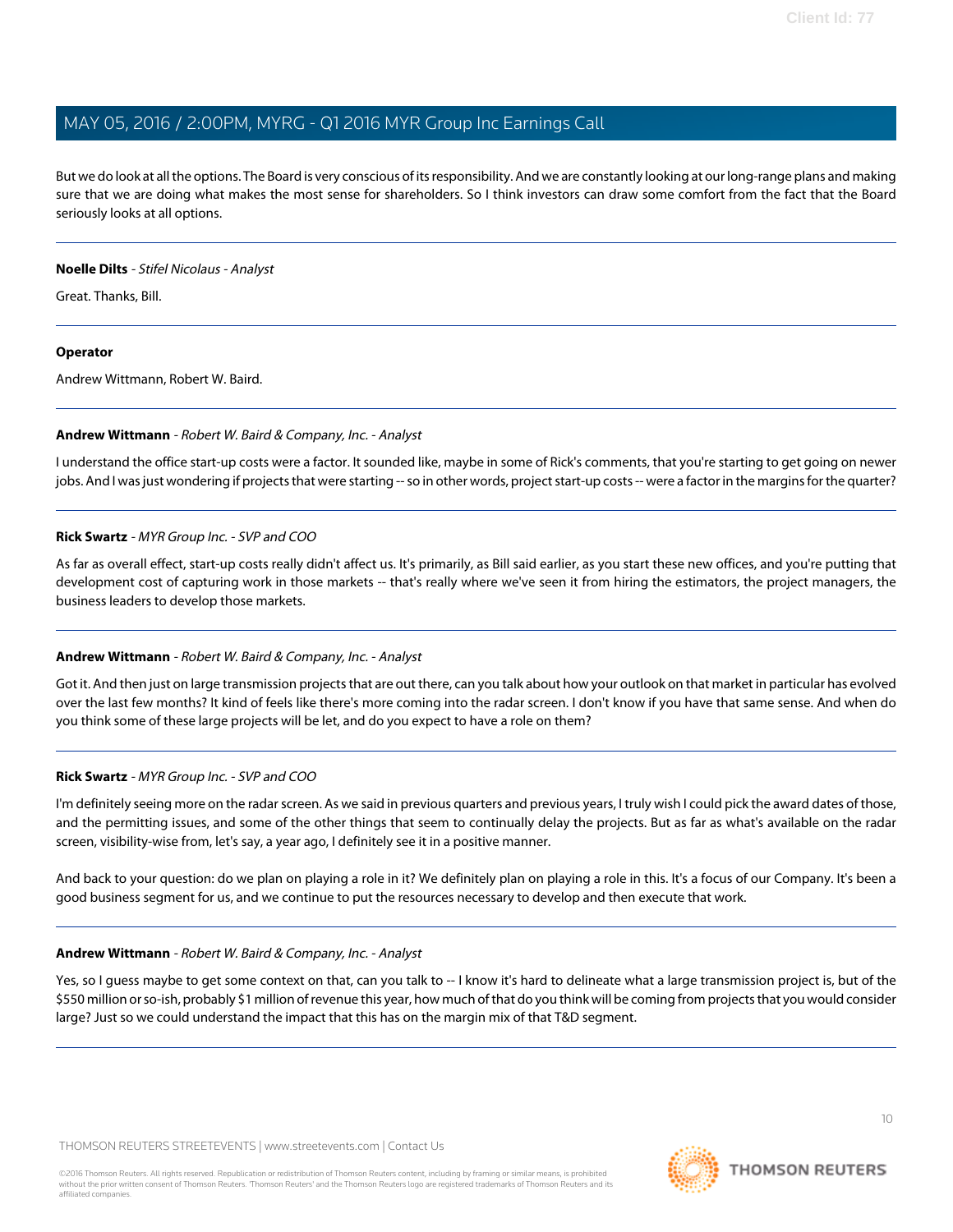But we do look at all the options. The Board is very conscious of its responsibility. And we are constantly looking at our long-range plans and making sure that we are doing what makes the most sense for shareholders. So I think investors can draw some comfort from the fact that the Board seriously looks at all options.

---

**Noelle Dilts** - *Stifel Nicolaus - Analyst*

Great. Thanks, Bill.

---

**Operator**

Andrew Wittmann, Robert W. Baird.

---

**Andrew Wittmann** - *Robert W. Baird & Company, Inc. - Analyst*

I understand the office start-up costs were a factor. It sounded like, maybe in some of Rick's comments, that you're starting to get going on newer jobs. And I was just wondering if projects that were starting -- so in other words, project start-up costs -- were a factor in the margins for the quarter?

---

**Rick Swartz** - *MYR Group Inc. - SVP and COO*

As far as overall effect, start-up costs really didn't affect us. It's primarily, as Bill said earlier, as you start these new offices, and you're putting that development cost of capturing work in those markets -- that's really where we've seen it from hiring the estimators, the project managers, the business leaders to develop those markets.

---

**Andrew Wittmann** - *Robert W. Baird & Company, Inc. - Analyst*

Got it. And then just on large transmission projects that are out there, can you talk about how your outlook on that market in particular has evolved over the last few months? It kind of feels like there's more coming into the radar screen. I don't know if you have that same sense. And when do you think some of these large projects will be let, and do you expect to have a role on them?

---

**Rick Swartz** - *MYR Group Inc. - SVP and COO*

I'm definitely seeing more on the radar screen. As we said in previous quarters and previous years, I truly wish I could pick the award dates of those, and the permitting issues, and some of the other things that seem to continually delay the projects. But as far as what's available on the radar screen, visibility-wise from, let's say, a year ago, I definitely see it in a positive manner.

And back to your question: do we plan on playing a role in it? We definitely plan on playing a role in this. It's a focus of our Company. It's been a good business segment for us, and we continue to put the resources necessary to develop and then execute that work.

---

**Andrew Wittmann** - *Robert W. Baird & Company, Inc. - Analyst*

Yes, so I guess maybe to get some context on that, can you talk to -- I know it's hard to delineate what a large transmission project is, but of the $550 million or so-ish, probably $1 million of revenue this year, how much of that do you think will be coming from projects that you would consider large? Just so we could understand the impact that this has on the margin mix of that T&D segment.

---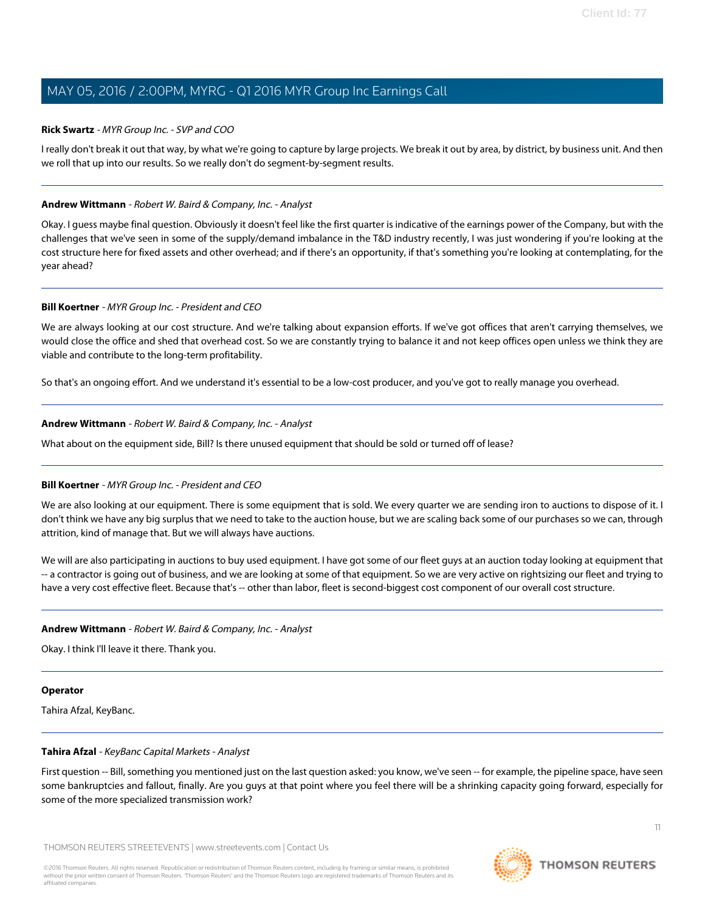**Rick Swartz** - *MYR Group Inc. - SVP and COO*

I really don't break it out that way, by what we're going to capture by large projects. We break it out by area, by district, by business unit. And then we roll that up into our results. So we really don't do segment-by-segment results.

---

**Andrew Wittmann** - *Robert W. Baird & Company, Inc. - Analyst*

Okay. I guess maybe final question. Obviously it doesn't feel like the first quarter is indicative of the earnings power of the Company, but with the challenges that we've seen in some of the supply/demand imbalance in the T&D industry recently, I was just wondering if you're looking at the cost structure here for fixed assets and other overhead; and if there's an opportunity, if that's something you're looking at contemplating, for the year ahead?

---

**Bill Koertner** - *MYR Group Inc. - President and CEO*

We are always looking at our cost structure. And we're talking about expansion efforts. If we've got offices that aren't carrying themselves, we would close the office and shed that overhead cost. So we are constantly trying to balance it and not keep offices open unless we think they are viable and contribute to the long-term profitability.

So that's an ongoing effort. And we understand it's essential to be a low-cost producer, and you've got to really manage you overhead.

---

**Andrew Wittmann** - *Robert W. Baird & Company, Inc. - Analyst*

What about on the equipment side, Bill? Is there unused equipment that should be sold or turned off of lease?

---

**Bill Koertner** - *MYR Group Inc. - President and CEO*

We are also looking at our equipment. There is some equipment that is sold. We every quarter we are sending iron to auctions to dispose of it. I don't think we have any big surplus that we need to take to the auction house, but we are scaling back some of our purchases so we can, through attrition, kind of manage that. But we will always have auctions.

We will are also participating in auctions to buy used equipment. I have got some of our fleet guys at an auction today looking at equipment that -- a contractor is going out of business, and we are looking at some of that equipment. So we are very active on rightsizing our fleet and trying to have a very cost effective fleet. Because that's -- other than labor, fleet is second-biggest cost component of our overall cost structure.

---

**Andrew Wittmann** - *Robert W. Baird & Company, Inc. - Analyst*

Okay. I think I'll leave it there. Thank you.

---

**Operator**

Tahira Afzal, KeyBanc.

---

**Tahira Afzal** - *KeyBanc Capital Markets - Analyst*

First question -- Bill, something you mentioned just on the last question asked: you know, we've seen -- for example, the pipeline space, have seen some bankruptcies and fallout, finally. Are you guys at that point where you feel there will be a shrinking capacity going forward, especially for some of the more specialized transmission work?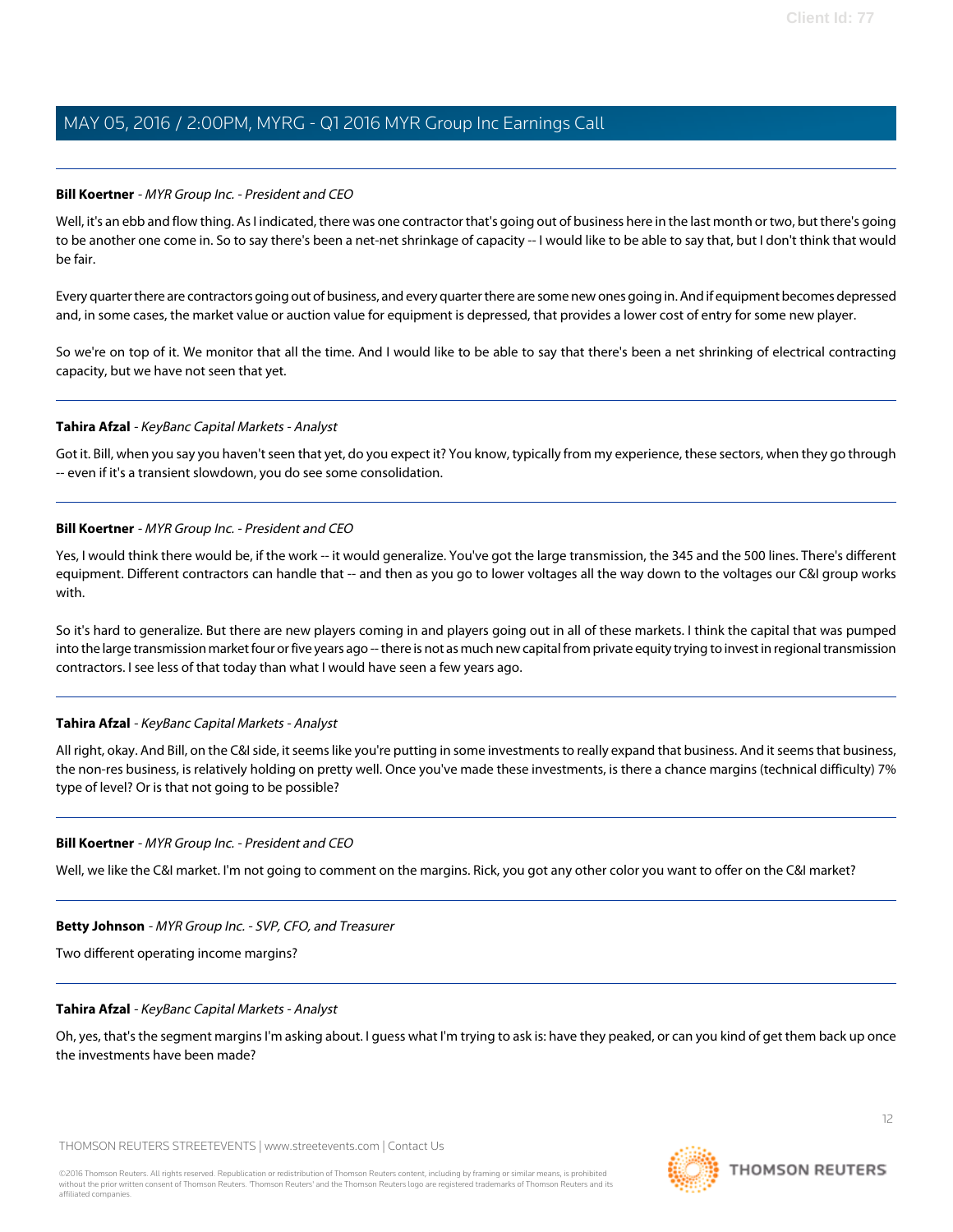**Bill Koertner** - *MYR Group Inc. - President and CEO*

Well, it's an ebb and flow thing. As I indicated, there was one contractor that's going out of business here in the last month or two, but there's going to be another one come in. So to say there's been a net-net shrinkage of capacity -- I would like to be able to say that, but I don't think that would be fair.

Every quarter there are contractors going out of business, and every quarter there are some new ones going in. And if equipment becomes depressed and, in some cases, the market value or auction value for equipment is depressed, that provides a lower cost of entry for some new player.

So we're on top of it. We monitor that all the time. And I would like to be able to say that there's been a net shrinking of electrical contracting capacity, but we have not seen that yet.

---

**Tahira Afzal** - *KeyBanc Capital Markets - Analyst*

Got it. Bill, when you say you haven't seen that yet, do you expect it? You know, typically from my experience, these sectors, when they go through -- even if it's a transient slowdown, you do see some consolidation.

---

**Bill Koertner** - *MYR Group Inc. - President and CEO*

Yes, I would think there would be, if the work -- it would generalize. You've got the large transmission, the 345 and the 500 lines. There's different equipment. Different contractors can handle that -- and then as you go to lower voltages all the way down to the voltages our C&I group works with.

So it's hard to generalize. But there are new players coming in and players going out in all of these markets. I think the capital that was pumped into the large transmission market four or five years ago -- there is not as much new capital from private equity trying to invest in regional transmission contractors. I see less of that today than what I would have seen a few years ago.

---

**Tahira Afzal** - *KeyBanc Capital Markets - Analyst*

All right, okay. And Bill, on the C&I side, it seems like you're putting in some investments to really expand that business. And it seems that business, the non-res business, is relatively holding on pretty well. Once you've made these investments, is there a chance margins (technical difficulty) 7% type of level? Or is that not going to be possible?

---

**Bill Koertner** - *MYR Group Inc. - President and CEO*

Well, we like the C&I market. I'm not going to comment on the margins. Rick, you got any other color you want to offer on the C&I market?

---

**Betty Johnson** - *MYR Group Inc. - SVP, CFO, and Treasurer*

Two different operating income margins?

---

**Tahira Afzal** - *KeyBanc Capital Markets - Analyst*

Oh, yes, that's the segment margins I'm asking about. I guess what I'm trying to ask is: have they peaked, or can you kind of get them back up once the investments have been made?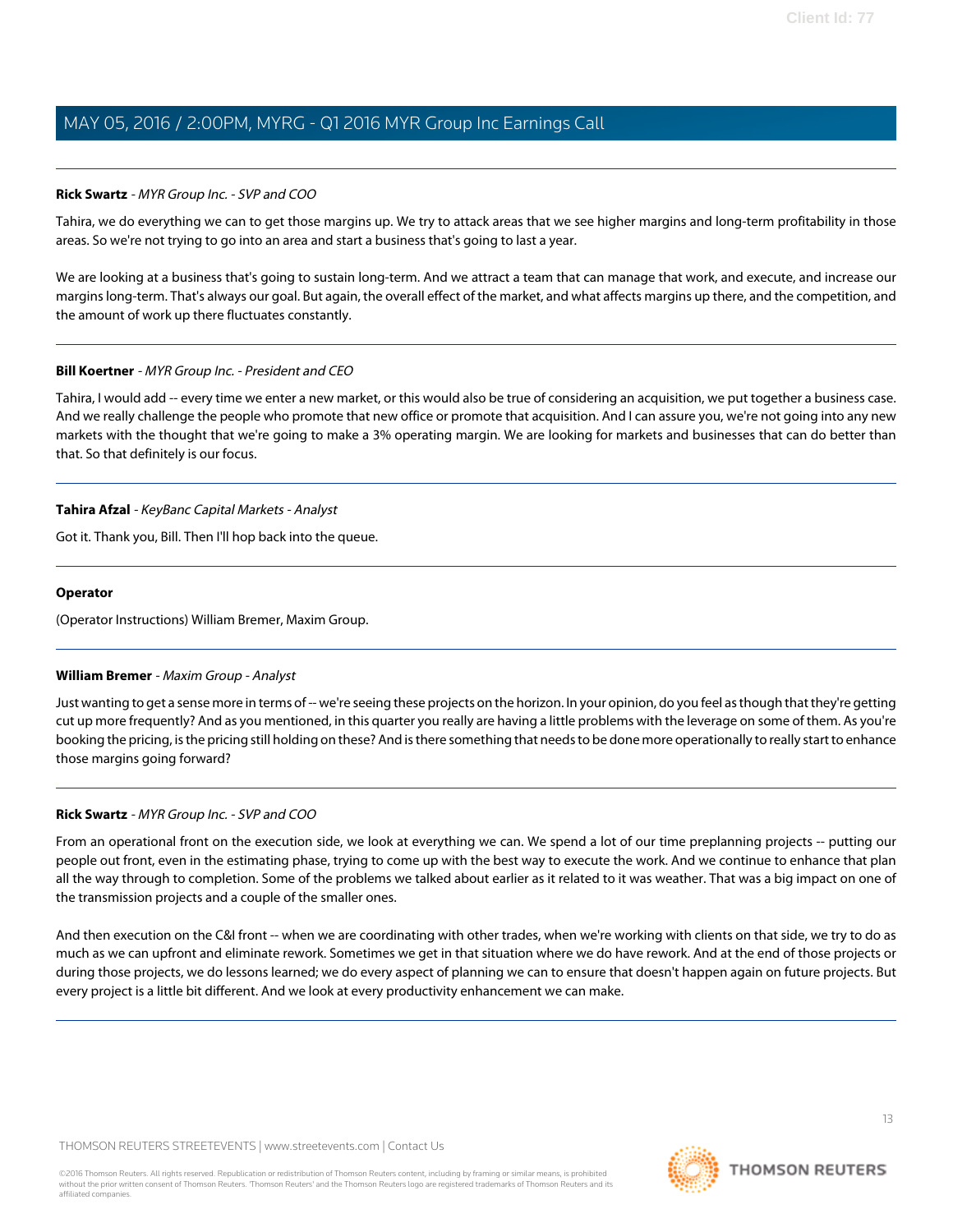**Rick Swartz** - *MYR Group Inc. - SVP and COO*

Tahira, we do everything we can to get those margins up. We try to attack areas that we see higher margins and long-term profitability in those areas. So we're not trying to go into an area and start a business that's going to last a year.

We are looking at a business that's going to sustain long-term. And we attract a team that can manage that work, and execute, and increase our margins long-term. That's always our goal. But again, the overall effect of the market, and what affects margins up there, and the competition, and the amount of work up there fluctuates constantly.

---

**Bill Koertner** - *MYR Group Inc. - President and CEO*

Tahira, I would add -- every time we enter a new market, or this would also be true of considering an acquisition, we put together a business case. And we really challenge the people who promote that new office or promote that acquisition. And I can assure you, we're not going into any new markets with the thought that we're going to make a 3% operating margin. We are looking for markets and businesses that can do better than that. So that definitely is our focus.

---

**Tahira Afzal** - *KeyBanc Capital Markets - Analyst*

Got it. Thank you, Bill. Then I'll hop back into the queue.

---

**Operator**

(Operator Instructions) William Bremer, Maxim Group.

---

**William Bremer** - *Maxim Group - Analyst*

Just wanting to get a sense more in terms of -- we're seeing these projects on the horizon. In your opinion, do you feel as though that they're getting cut up more frequently? And as you mentioned, in this quarter you really are having a little problems with the leverage on some of them. As you're booking the pricing, is the pricing still holding on these? And is there something that needs to be done more operationally to really start to enhance those margins going forward?

---

**Rick Swartz** - *MYR Group Inc. - SVP and COO*

From an operational front on the execution side, we look at everything we can. We spend a lot of our time preplanning projects -- putting our people out front, even in the estimating phase, trying to come up with the best way to execute the work. And we continue to enhance that plan all the way through to completion. Some of the problems we talked about earlier as it related to it was weather. That was a big impact on one of the transmission projects and a couple of the smaller ones.

And then execution on the C&I front -- when we are coordinating with other trades, when we're working with clients on that side, we try to do as much as we can upfront and eliminate rework. Sometimes we get in that situation where we do have rework. And at the end of those projects or during those projects, we do lessons learned; we do every aspect of planning we can to ensure that doesn't happen again on future projects. But every project is a little bit different. And we look at every productivity enhancement we can make.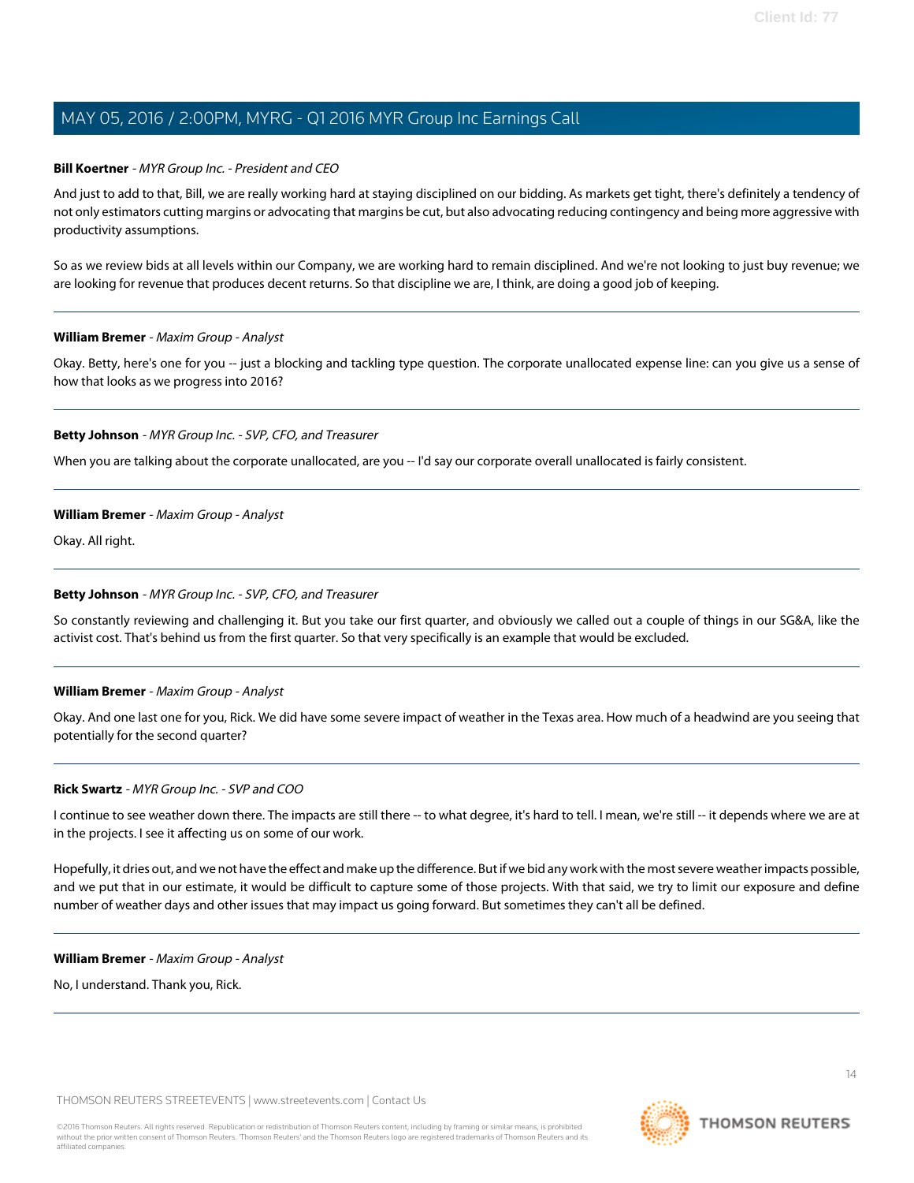**Bill Koertner** - *MYR Group Inc. - President and CEO*

And just to add to that, Bill, we are really working hard at staying disciplined on our bidding. As markets get tight, there's definitely a tendency of not only estimators cutting margins or advocating that margins be cut, but also advocating reducing contingency and being more aggressive with productivity assumptions.

So as we review bids at all levels within our Company, we are working hard to remain disciplined. And we're not looking to just buy revenue; we are looking for revenue that produces decent returns. So that discipline we are, I think, are doing a good job of keeping.

---

**William Bremer** - *Maxim Group - Analyst*

Okay. Betty, here's one for you -- just a blocking and tackling type question. The corporate unallocated expense line: can you give us a sense of how that looks as we progress into 2016?

---

**Betty Johnson** - *MYR Group Inc. - SVP, CFO, and Treasurer*

When you are talking about the corporate unallocated, are you -- I'd say our corporate overall unallocated is fairly consistent.

---

**William Bremer** - *Maxim Group - Analyst*

Okay. All right.

---

**Betty Johnson** - *MYR Group Inc. - SVP, CFO, and Treasurer*

So constantly reviewing and challenging it. But you take our first quarter, and obviously we called out a couple of things in our SG&A, like the activist cost. That's behind us from the first quarter. So that very specifically is an example that would be excluded.

---

**William Bremer** - *Maxim Group - Analyst*

Okay. And one last one for you, Rick. We did have some severe impact of weather in the Texas area. How much of a headwind are you seeing that potentially for the second quarter?

---

**Rick Swartz** - *MYR Group Inc. - SVP and COO*

I continue to see weather down there. The impacts are still there -- to what degree, it's hard to tell. I mean, we're still -- it depends where we are at in the projects. I see it affecting us on some of our work.

Hopefully, it dries out, and we not have the effect and make up the difference. But if we bid any work with the most severe weather impacts possible, and we put that in our estimate, it would be difficult to capture some of those projects. With that said, we try to limit our exposure and define number of weather days and other issues that may impact us going forward. But sometimes they can't all be defined.

---

**William Bremer** - *Maxim Group - Analyst*

No, I understand. Thank you, Rick.

---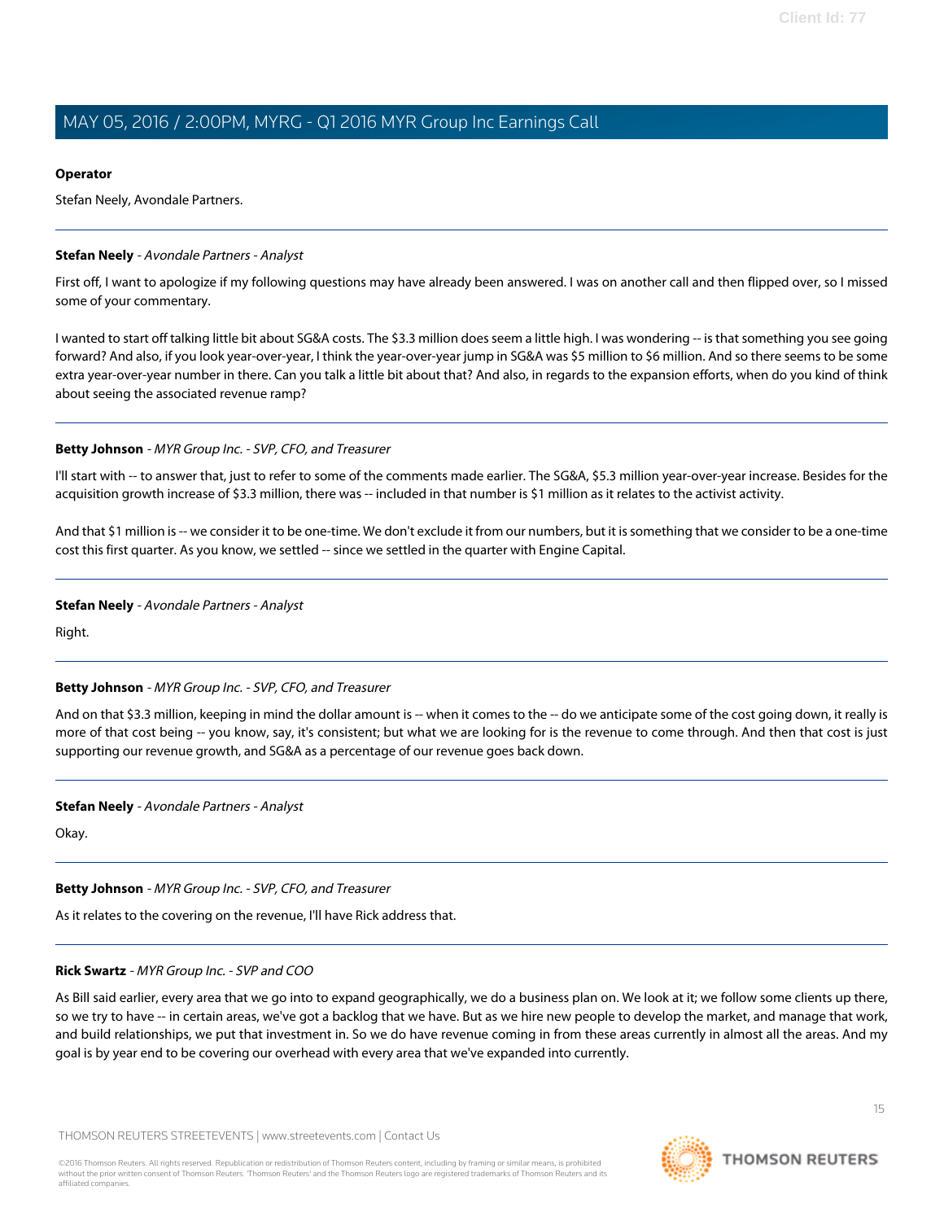**Operator**

Stefan Neely, Avondale Partners.

---

**Stefan Neely** - *Avondale Partners - Analyst*

First off, I want to apologize if my following questions may have already been answered. I was on another call and then flipped over, so I missed some of your commentary.

I wanted to start off talking little bit about SG&A costs. The $3.3 million does seem a little high. I was wondering -- is that something you see going forward? And also, if you look year-over-year, I think the year-over-year jump in SG&A was $5 million to $6 million. And so there seems to be some extra year-over-year number in there. Can you talk a little bit about that? And also, in regards to the expansion efforts, when do you kind of think about seeing the associated revenue ramp?

---

**Betty Johnson** - *MYR Group Inc. - SVP, CFO, and Treasurer*

I'll start with -- to answer that, just to refer to some of the comments made earlier. The SG&A, $5.3 million year-over-year increase. Besides for the acquisition growth increase of $3.3 million, there was -- included in that number is $1 million as it relates to the activist activity.

And that $1 million is -- we consider it to be one-time. We don't exclude it from our numbers, but it is something that we consider to be a one-time cost this first quarter. As you know, we settled -- since we settled in the quarter with Engine Capital.

---

**Stefan Neely** - *Avondale Partners - Analyst*

Right.

---

**Betty Johnson** - *MYR Group Inc. - SVP, CFO, and Treasurer*

And on that $3.3 million, keeping in mind the dollar amount is -- when it comes to the -- do we anticipate some of the cost going down, it really is more of that cost being -- you know, say, it's consistent; but what we are looking for is the revenue to come through. And then that cost is just supporting our revenue growth, and SG&A as a percentage of our revenue goes back down.

---

**Stefan Neely** - *Avondale Partners - Analyst*

Okay.

---

**Betty Johnson** - *MYR Group Inc. - SVP, CFO, and Treasurer*

As it relates to the covering on the revenue, I'll have Rick address that.

---

**Rick Swartz** - *MYR Group Inc. - SVP and COO*

As Bill said earlier, every area that we go into to expand geographically, we do a business plan on. We look at it; we follow some clients up there, so we try to have -- in certain areas, we've got a backlog that we have. But as we hire new people to develop the market, and manage that work, and build relationships, we put that investment in. So we do have revenue coming in from these areas currently in almost all the areas. And my goal is by year end to be covering our overhead with every area that we've expanded into currently.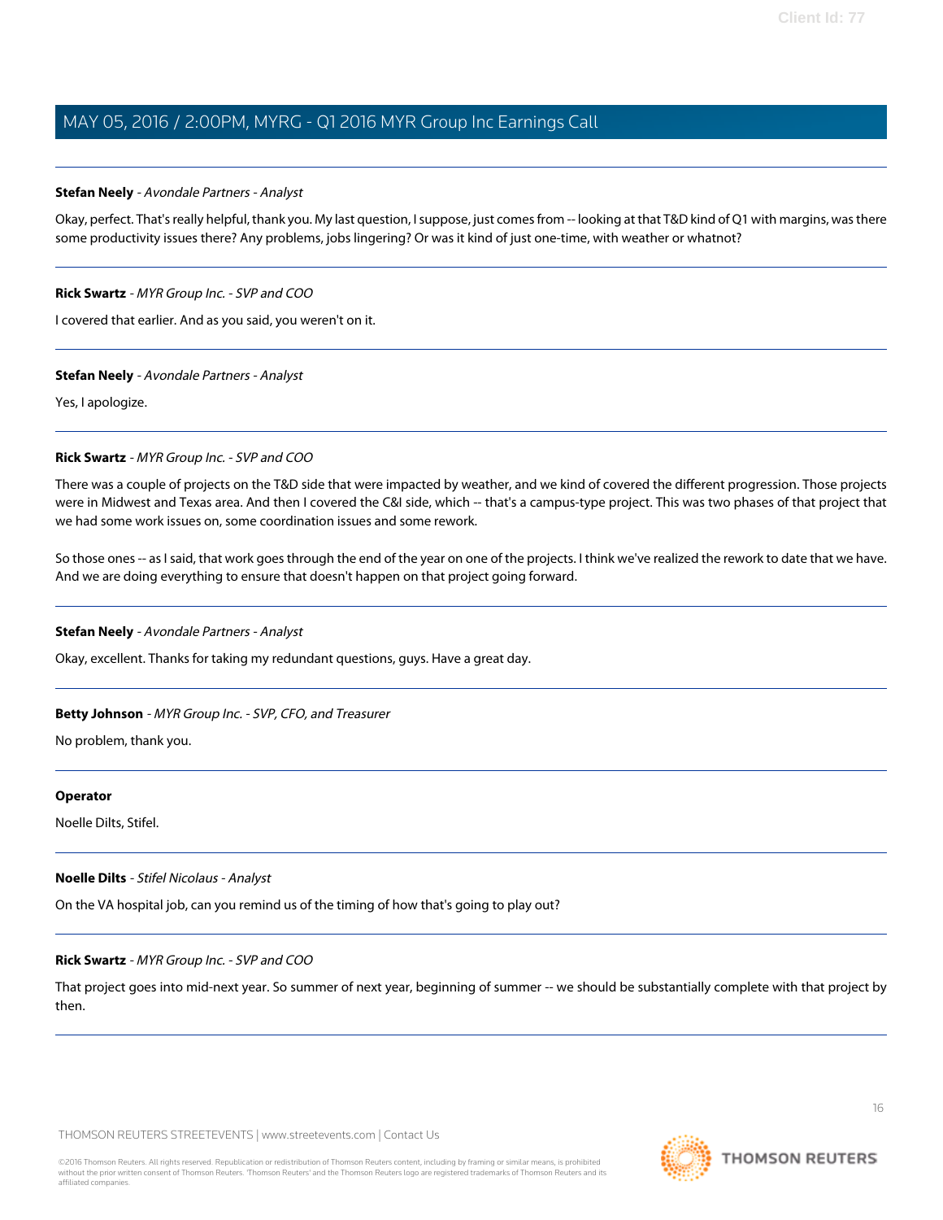**Stefan Neely** - *Avondale Partners - Analyst*

Okay, perfect. That's really helpful, thank you. My last question, I suppose, just comes from -- looking at that T&D kind of Q1 with margins, was there some productivity issues there? Any problems, jobs lingering? Or was it kind of just one-time, with weather or whatnot?

---

**Rick Swartz** - *MYR Group Inc. - SVP and COO*

I covered that earlier. And as you said, you weren't on it.

---

**Stefan Neely** - *Avondale Partners - Analyst*

Yes, I apologize.

---

**Rick Swartz** - *MYR Group Inc. - SVP and COO*

There was a couple of projects on the T&D side that were impacted by weather, and we kind of covered the different progression. Those projects were in Midwest and Texas area. And then I covered the C&I side, which -- that's a campus-type project. This was two phases of that project that we had some work issues on, some coordination issues and some rework.

So those ones -- as I said, that work goes through the end of the year on one of the projects. I think we've realized the rework to date that we have. And we are doing everything to ensure that doesn't happen on that project going forward.

---

**Stefan Neely** - *Avondale Partners - Analyst*

Okay, excellent. Thanks for taking my redundant questions, guys. Have a great day.

---

**Betty Johnson** - *MYR Group Inc. - SVP, CFO, and Treasurer*

No problem, thank you.

---

**Operator**

Noelle Dilts, Stifel.

---

**Noelle Dilts** - *Stifel Nicolaus - Analyst*

On the VA hospital job, can you remind us of the timing of how that's going to play out?

---

**Rick Swartz** - *MYR Group Inc. - SVP and COO*

That project goes into mid-next year. So summer of next year, beginning of summer -- we should be substantially complete with that project by then.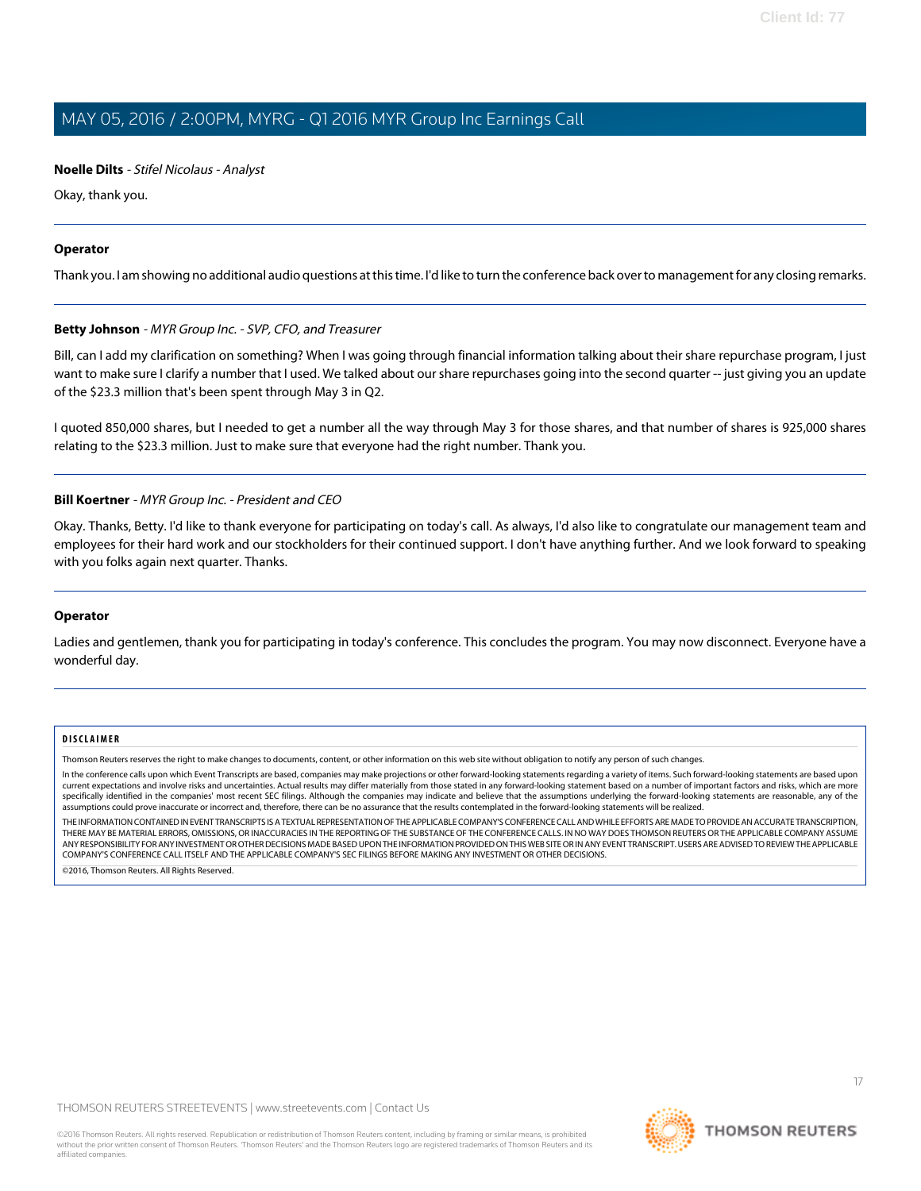**Noelle Dilts** - *Stifel Nicolaus - Analyst*

Okay, thank you.

---

**Operator**

Thank you. I am showing no additional audio questions at this time. I'd like to turn the conference back over to management for any closing remarks.

---

**Betty Johnson** - *MYR Group Inc. - SVP, CFO, and Treasurer*

Bill, can I add my clarification on something? When I was going through financial information talking about their share repurchase program, I just want to make sure I clarify a number that I used. We talked about our share repurchases going into the second quarter -- just giving you an update of the $23.3 million that's been spent through May 3 in Q2.

I quoted 850,000 shares, but I needed to get a number all the way through May 3 for those shares, and that number of shares is 925,000 shares relating to the $23.3 million. Just to make sure that everyone had the right number. Thank you.

---

**Bill Koertner** - *MYR Group Inc. - President and CEO*

Okay. Thanks, Betty. I'd like to thank everyone for participating on today's call. As always, I'd also like to congratulate our management team and employees for their hard work and our stockholders for their continued support. I don't have anything further. And we look forward to speaking with you folks again next quarter. Thanks.

---

**Operator**

Ladies and gentlemen, thank you for participating in today's conference. This concludes the program. You may now disconnect. Everyone have a wonderful day.

---

**DISCLAIMER**

Thomson Reuters reserves the right to make changes to documents, content, or other information on this web site without obligation to notify any person of such changes.

In the conference calls upon which Event Transcripts are based, companies may make projections or other forward-looking statements regarding a variety of items. Such forward-looking statements are based upon current expectations and involve risks and uncertainties. Actual results may differ materially from those stated in any forward-looking statement based on a number of important factors and risks, which are more specifically identified in the companies' most recent SEC filings. Although the companies may indicate and believe that the assumptions underlying the forward-looking statements are reasonable, any of the assumptions could prove inaccurate or incorrect and, therefore, there can be no assurance that the results contemplated in the forward-looking statements will be realized.

THE INFORMATION CONTAINED IN EVENT TRANSCRIPTS IS A TEXTUAL REPRESENTATION OF THE APPLICABLE COMPANY'S CONFERENCE CALL AND WHILE EFFORTS ARE MADE TO PROVIDE AN ACCURATE TRANSCRIPTION, THERE MAY BE MATERIAL ERRORS, OMISSIONS, OR INACCURACIES IN THE REPORTING OF THE SUBSTANCE OF THE CONFERENCE CALLS. IN NO WAY DOES THOMSON REUTERS OR THE APPLICABLE COMPANY ASSUME ANY RESPONSIBILITY FOR ANY INVESTMENT OR OTHER DECISIONS MADE BASED UPON THE INFORMATION PROVIDED ON THIS WEB SITE OR IN ANY EVENT TRANSCRIPT. USERS ARE ADVISED TO REVIEW THE APPLICABLE COMPANY'S CONFERENCE CALL ITSELF AND THE APPLICABLE COMPANY'S SEC FILINGS BEFORE MAKING ANY INVESTMENT OR OTHER DECISIONS.

©2016, Thomson Reuters. All Rights Reserved.